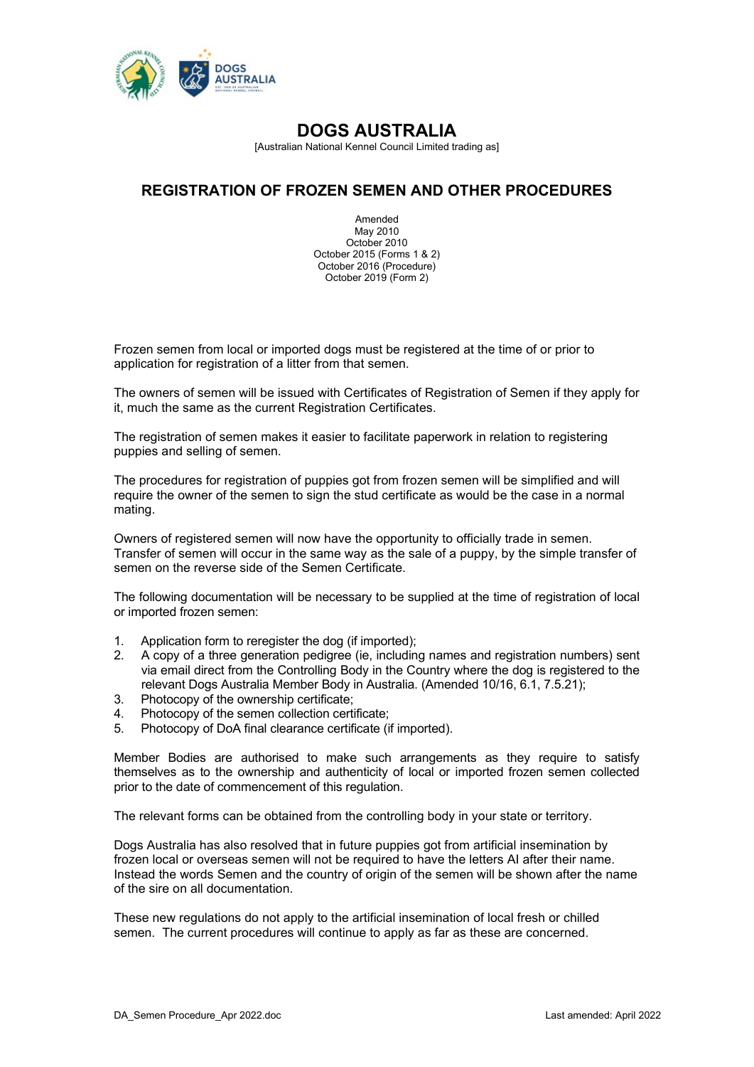# DOGS AUSTRALIA

[Australian National Kennel Council Limited trading as]

## REGISTRATION OF FROZEN SEMEN AND OTHER PROCEDURES

Amended
May 2010
October 2010
October 2015 (Forms 1 & 2)
October 2016 (Procedure)
October 2019 (Form 2)

Frozen semen from local or imported dogs must be registered at the time of or prior to application for registration of a litter from that semen.

The owners of semen will be issued with Certificates of Registration of Semen if they apply for it, much the same as the current Registration Certificates.

The registration of semen makes it easier to facilitate paperwork in relation to registering puppies and selling of semen.

The procedures for registration of puppies got from frozen semen will be simplified and will require the owner of the semen to sign the stud certificate as would be the case in a normal mating.

Owners of registered semen will now have the opportunity to officially trade in semen. Transfer of semen will occur in the same way as the sale of a puppy, by the simple transfer of semen on the reverse side of the Semen Certificate.

The following documentation will be necessary to be supplied at the time of registration of local or imported frozen semen:

1. Application form to reregister the dog (if imported);
2. A copy of a three generation pedigree (ie, including names and registration numbers) sent via email direct from the Controlling Body in the Country where the dog is registered to the relevant Dogs Australia Member Body in Australia. (Amended 10/16, 6.1, 7.5.21);
3. Photocopy of the ownership certificate;
4. Photocopy of the semen collection certificate;
5. Photocopy of DoA final clearance certificate (if imported).

Member Bodies are authorised to make such arrangements as they require to satisfy themselves as to the ownership and authenticity of local or imported frozen semen collected prior to the date of commencement of this regulation.

The relevant forms can be obtained from the controlling body in your state or territory.

Dogs Australia has also resolved that in future puppies got from artificial insemination by frozen local or overseas semen will not be required to have the letters AI after their name. Instead the words Semen and the country of origin of the semen will be shown after the name of the sire on all documentation.

These new regulations do not apply to the artificial insemination of local fresh or chilled semen. The current procedures will continue to apply as far as these are concerned.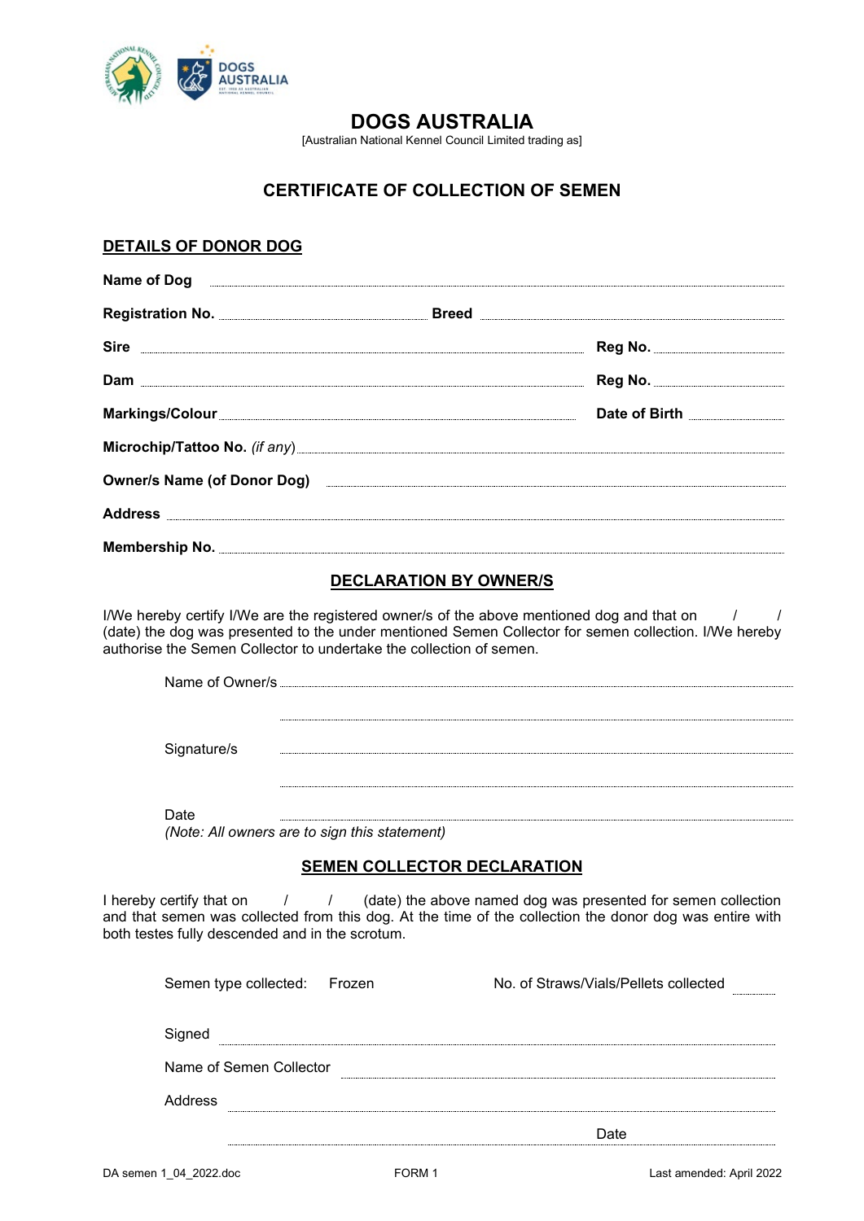# DOGS AUSTRALIA

[Australian National Kennel Council Limited trading as]

## CERTIFICATE OF COLLECTION OF SEMEN

### DETAILS OF DONOR DOG

**Name of Dog** ..................................................................................................

**Registration No.** ...................................... **Breed** ......................................

**Sire** ...................................................................... **Reg No.** ......................

**Dam** ...................................................................... **Reg No.** ......................

**Markings/Colour** ........................................................ **Date of Birth** ..................

**Microchip/Tattoo No.** *(if any)* ..........................................................................

**Owner/s Name (of Donor Dog)** ............................................................................

**Address** ..........................................................................................................

**Membership No.** ..............................................................................................

### DECLARATION BY OWNER/S

I/We hereby certify I/We are the registered owner/s of the above mentioned dog and that on / / (date) the dog was presented to the under mentioned Semen Collector for semen collection. I/We hereby authorise the Semen Collector to undertake the collection of semen.

Name of Owner/s ..............................................................................................

..............................................................................................

Signature/s ..............................................................................................

..............................................................................................

Date ..............................................................................................

*(Note: All owners are to sign this statement)*

### SEMEN COLLECTOR DECLARATION

I hereby certify that on / / (date) the above named dog was presented for semen collection and that semen was collected from this dog. At the time of the collection the donor dog was entire with both testes fully descended and in the scrotum.

Semen type collected: Frozen No. of Straws/Vials/Pellets collected ..........

Signed ..............................................................................................

Name of Semen Collector ..............................................................................

Address ..............................................................................................

.............................................................................. Date ......................

DA semen 1_04_2022.doc FORM 1 Last amended: April 2022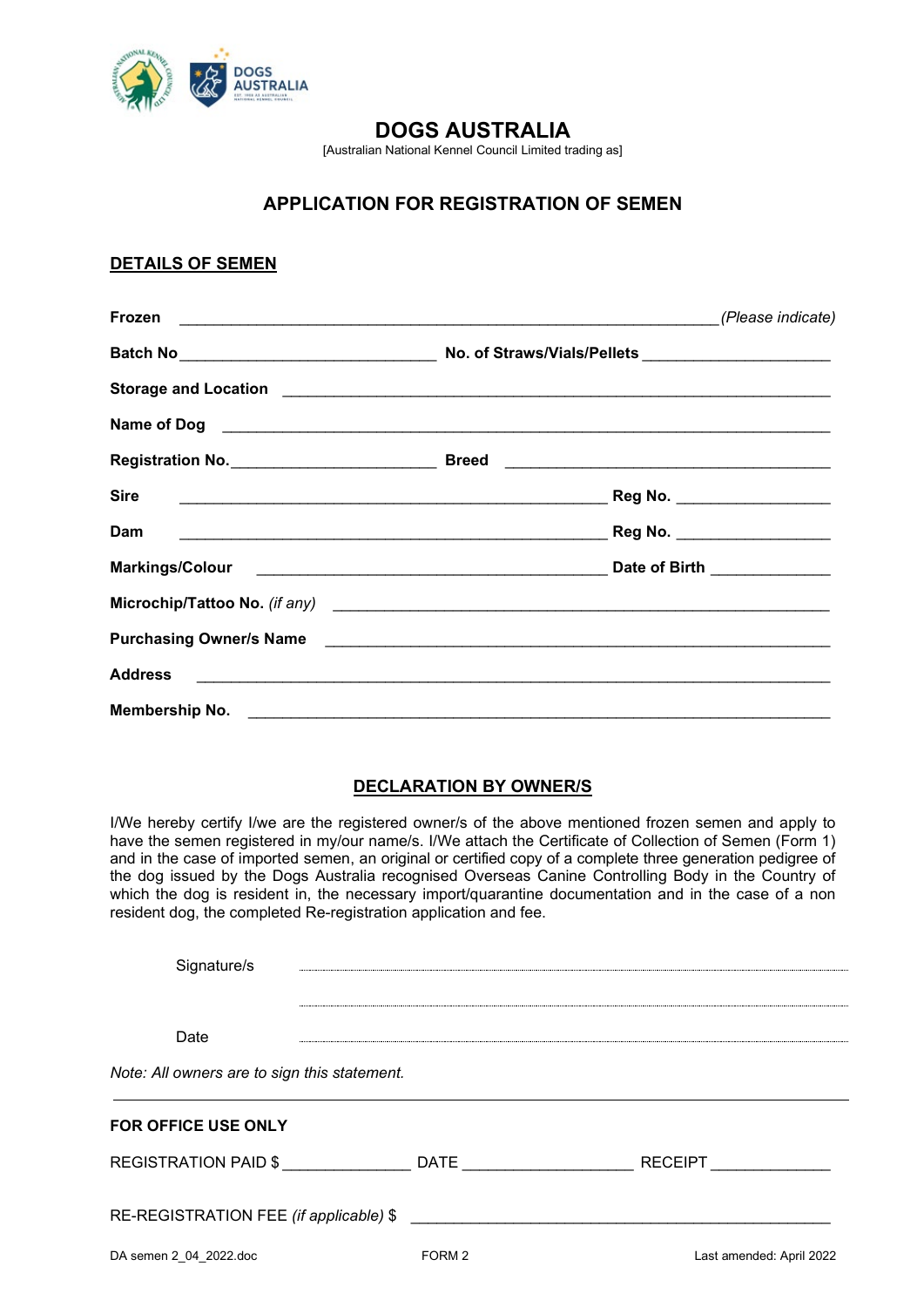# DOGS AUSTRALIA

[Australian National Kennel Council Limited trading as]

## APPLICATION FOR REGISTRATION OF SEMEN

### DETAILS OF SEMEN

**Frozen** ____________________________________________ *(Please indicate)*

**Batch No** ______________________ **No. of Straws/Vials/Pellets** ________________

**Storage and Location** ____________________________________________

**Name of Dog** ____________________________________________

**Registration No.** ____________________ **Breed** ______________________________

**Sire** ______________________________________ **Reg No.** ______________

**Dam** ______________________________________ **Reg No.** ______________

**Markings/Colour** ______________________________ **Date of Birth** ____________

**Microchip/Tattoo No.** *(if any)* ____________________________________________

**Purchasing Owner/s Name** ____________________________________________

**Address** ____________________________________________

**Membership No.** ____________________________________________

### DECLARATION BY OWNER/S

I/We hereby certify I/we are the registered owner/s of the above mentioned frozen semen and apply to have the semen registered in my/our name/s. I/We attach the Certificate of Collection of Semen (Form 1) and in the case of imported semen, an original or certified copy of a complete three generation pedigree of the dog issued by the Dogs Australia recognised Overseas Canine Controlling Body in the Country of which the dog is resident in, the necessary import/quarantine documentation and in the case of a non resident dog, the completed Re-registration application and fee.

Signature/s ............................................................................

............................................................................

Date ............................................................................

*Note: All owners are to sign this statement.*

**FOR OFFICE USE ONLY**

REGISTRATION PAID $ ______________ DATE __________________ RECEIPT _____________

RE-REGISTRATION FEE *(if applicable)* $ ____________________________________________

DA semen 2_04_2022.doc FORM 2 Last amended: April 2022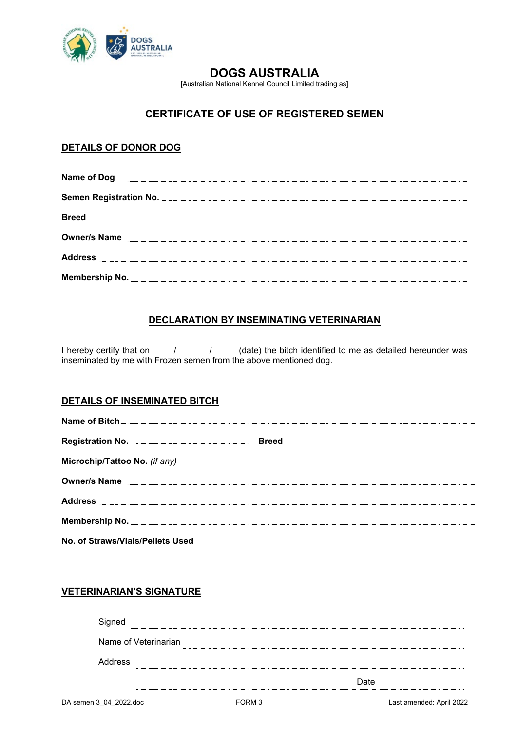# DOGS AUSTRALIA

[Australian National Kennel Council Limited trading as]

## CERTIFICATE OF USE OF REGISTERED SEMEN

### DETAILS OF DONOR DOG

**Name of Dog** ..............................................................................

**Semen Registration No.** ..............................................................................

**Breed** ..............................................................................

**Owner/s Name** ..............................................................................

**Address** ..............................................................................

**Membership No.** ..............................................................................

### DECLARATION BY INSEMINATING VETERINARIAN

I hereby certify that on / / (date) the bitch identified to me as detailed hereunder was inseminated by me with Frozen semen from the above mentioned dog.

### DETAILS OF INSEMINATED BITCH

**Name of Bitch** ..............................................................................

**Registration No.** .............................................. **Breed** ..............................................

**Microchip/Tattoo No.** *(if any)* ..............................................................................

**Owner/s Name** ..............................................................................

**Address** ..............................................................................

**Membership No.** ..............................................................................

**No. of Straws/Vials/Pellets Used** ..............................................................................

### VETERINARIAN'S SIGNATURE

Signed ..............................................................................

Name of Veterinarian ..............................................................................

Address ..............................................................................

.............................................................................. Date ..............................................

DA semen 3_04_2022.doc FORM 3 Last amended: April 2022